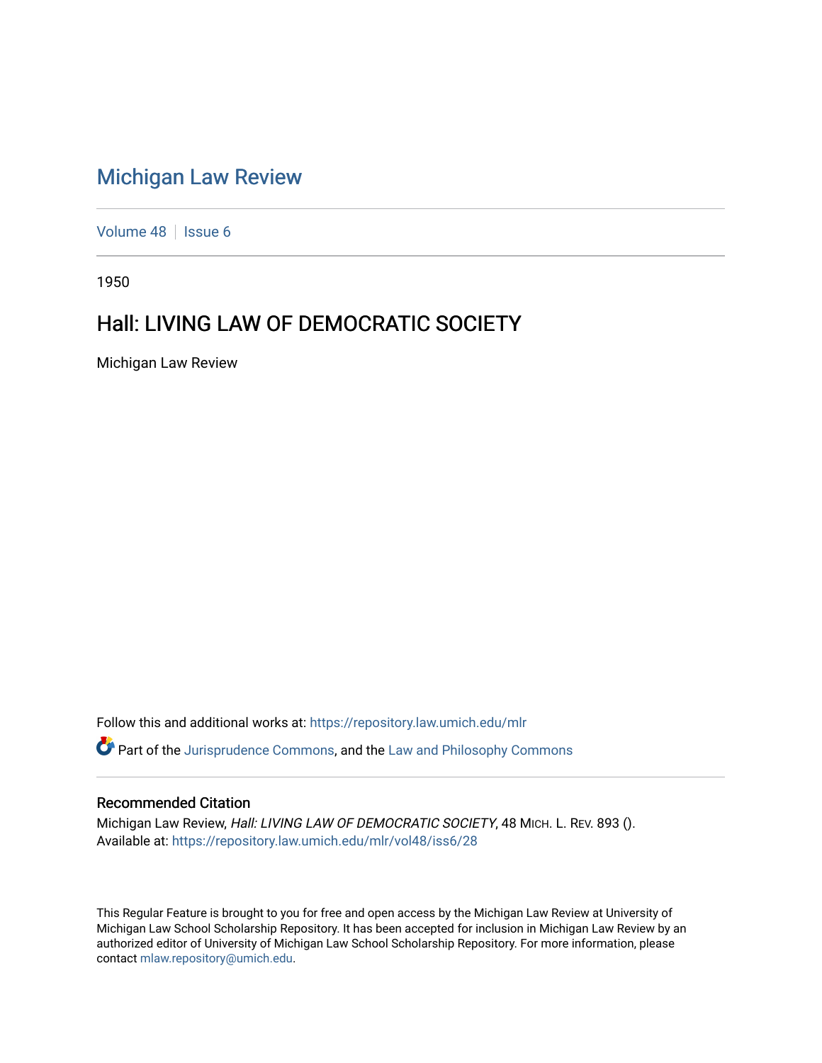# Michigan Law Review

Volume 48 | Issue 6

1950

## Hall: LIVING LAW OF DEMOCRATIC SOCIETY

Michigan Law Review

Follow this and additional works at: https://repository.law.umich.edu/mlr

Part of the Jurisprudence Commons, and the Law and Philosophy Commons

### Recommended Citation

Michigan Law Review, *Hall: LIVING LAW OF DEMOCRATIC SOCIETY*, 48 MICH. L. REV. 893 ().
Available at: https://repository.law.umich.edu/mlr/vol48/iss6/28

This Regular Feature is brought to you for free and open access by the Michigan Law Review at University of Michigan Law School Scholarship Repository. It has been accepted for inclusion in Michigan Law Review by an authorized editor of University of Michigan Law School Scholarship Repository. For more information, please contact mlaw.repository@umich.edu.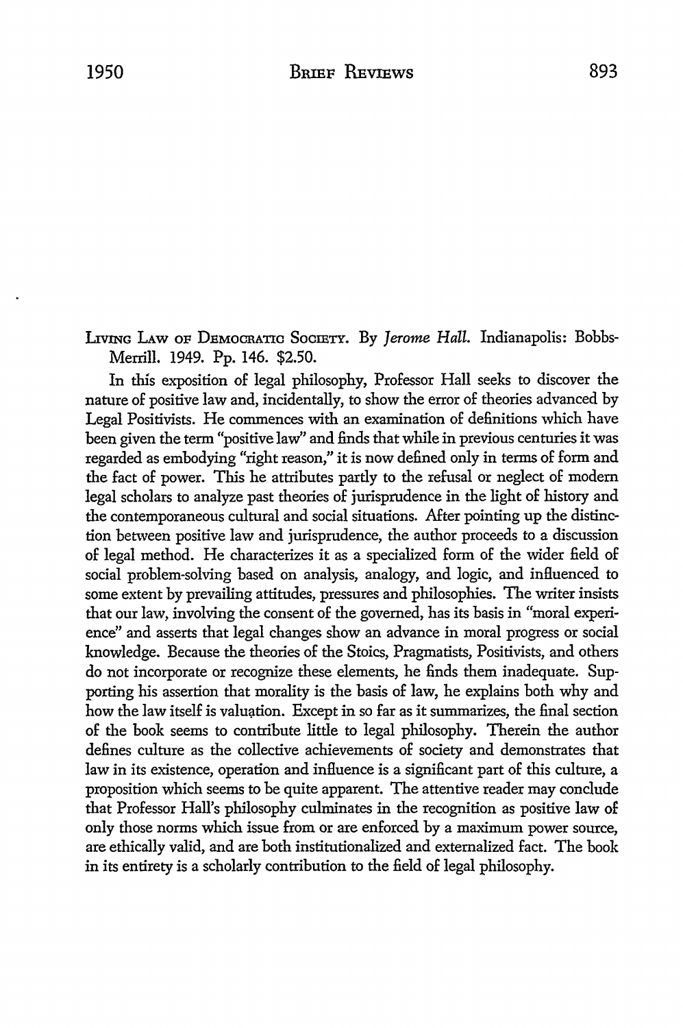LIVING LAW OF DEMOCRATIC SOCIETY. By *Jerome Hall.* Indianapolis: Bobbs-Merrill. 1949. Pp. 146. $2.50.

In this exposition of legal philosophy, Professor Hall seeks to discover the nature of positive law and, incidentally, to show the error of theories advanced by Legal Positivists. He commences with an examination of definitions which have been given the term "positive law" and finds that while in previous centuries it was regarded as embodying "right reason," it is now defined only in terms of form and the fact of power. This he attributes partly to the refusal or neglect of modern legal scholars to analyze past theories of jurisprudence in the light of history and the contemporaneous cultural and social situations. After pointing up the distinction between positive law and jurisprudence, the author proceeds to a discussion of legal method. He characterizes it as a specialized form of the wider field of social problem-solving based on analysis, analogy, and logic, and influenced to some extent by prevailing attitudes, pressures and philosophies. The writer insists that our law, involving the consent of the governed, has its basis in "moral experience" and asserts that legal changes show an advance in moral progress or social knowledge. Because the theories of the Stoics, Pragmatists, Positivists, and others do not incorporate or recognize these elements, he finds them inadequate. Supporting his assertion that morality is the basis of law, he explains both why and how the law itself is valuation. Except in so far as it summarizes, the final section of the book seems to contribute little to legal philosophy. Therein the author defines culture as the collective achievements of society and demonstrates that law in its existence, operation and influence is a significant part of this culture, a proposition which seems to be quite apparent. The attentive reader may conclude that Professor Hall's philosophy culminates in the recognition as positive law of only those norms which issue from or are enforced by a maximum power source, are ethically valid, and are both institutionalized and externalized fact. The book in its entirety is a scholarly contribution to the field of legal philosophy.